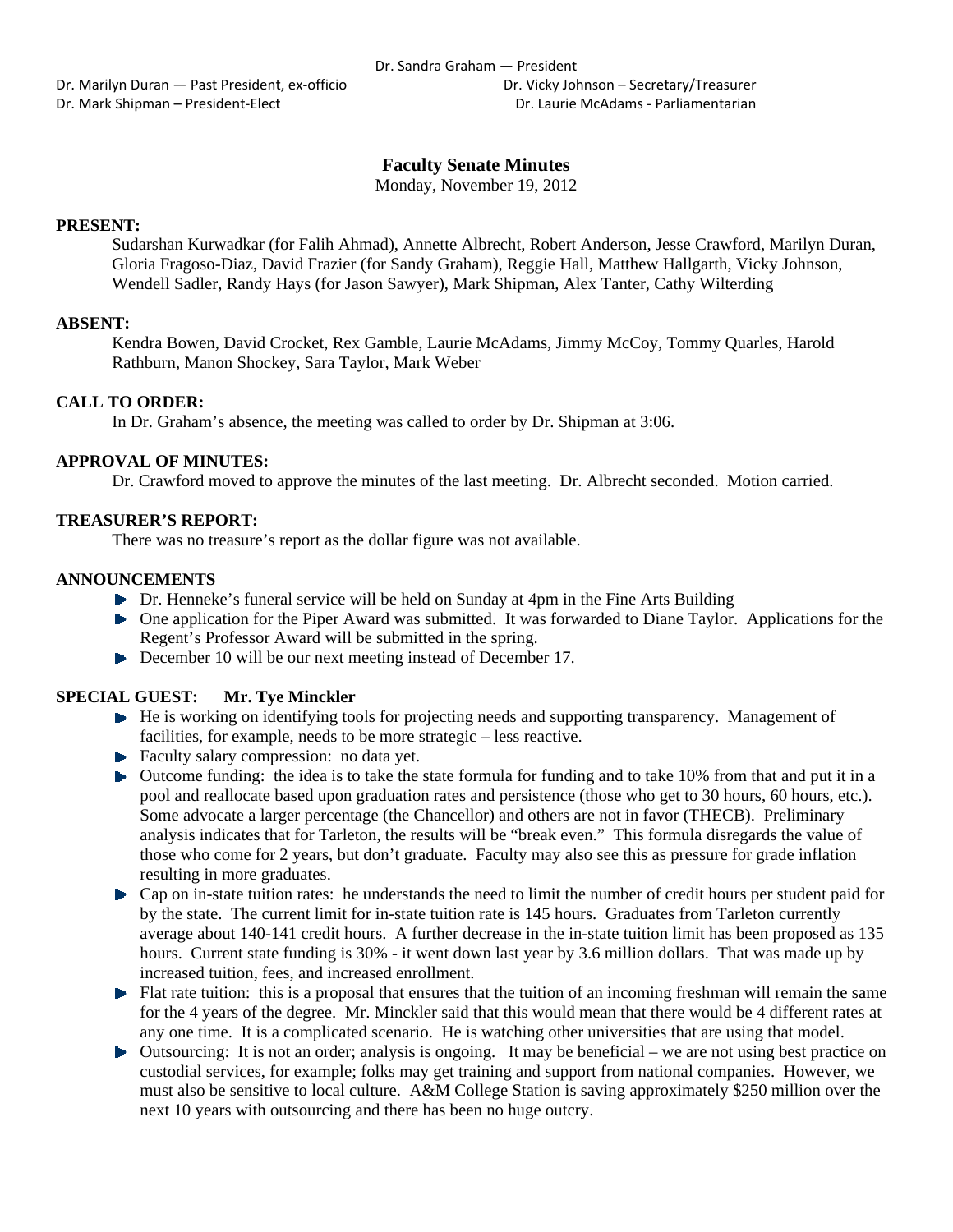Dr. Sandra Graham — President

Dr. Marilyn Duran — Past President, ex-officio

Dr. Vicky Johnson – Secretary/Treasurer

Dr. Mark Shipman – President-Elect

Dr. Laurie McAdams - Parliamentarian

# Faculty Senate Minutes

Monday, November 19, 2012

**PRESENT:**

Sudarshan Kurwadkar (for Falih Ahmad), Annette Albrecht, Robert Anderson, Jesse Crawford, Marilyn Duran, Gloria Fragoso-Diaz, David Frazier (for Sandy Graham), Reggie Hall, Matthew Hallgarth, Vicky Johnson, Wendell Sadler, Randy Hays (for Jason Sawyer), Mark Shipman, Alex Tanter, Cathy Wilterding

**ABSENT:**

Kendra Bowen, David Crocket, Rex Gamble, Laurie McAdams, Jimmy McCoy, Tommy Quarles, Harold Rathburn, Manon Shockey, Sara Taylor, Mark Weber

**CALL TO ORDER:**

In Dr. Graham's absence, the meeting was called to order by Dr. Shipman at 3:06.

**APPROVAL OF MINUTES:**

Dr. Crawford moved to approve the minutes of the last meeting. Dr. Albrecht seconded. Motion carried.

**TREASURER'S REPORT:**

There was no treasure's report as the dollar figure was not available.

**ANNOUNCEMENTS**

- Dr. Henneke's funeral service will be held on Sunday at 4pm in the Fine Arts Building
- One application for the Piper Award was submitted. It was forwarded to Diane Taylor. Applications for the Regent's Professor Award will be submitted in the spring.
- December 10 will be our next meeting instead of December 17.

**SPECIAL GUEST: Mr. Tye Minckler**

- He is working on identifying tools for projecting needs and supporting transparency. Management of facilities, for example, needs to be more strategic – less reactive.
- Faculty salary compression: no data yet.
- Outcome funding: the idea is to take the state formula for funding and to take 10% from that and put it in a pool and reallocate based upon graduation rates and persistence (those who get to 30 hours, 60 hours, etc.). Some advocate a larger percentage (the Chancellor) and others are not in favor (THECB). Preliminary analysis indicates that for Tarleton, the results will be "break even." This formula disregards the value of those who come for 2 years, but don't graduate. Faculty may also see this as pressure for grade inflation resulting in more graduates.
- Cap on in-state tuition rates: he understands the need to limit the number of credit hours per student paid for by the state. The current limit for in-state tuition rate is 145 hours. Graduates from Tarleton currently average about 140-141 credit hours. A further decrease in the in-state tuition limit has been proposed as 135 hours. Current state funding is 30% - it went down last year by 3.6 million dollars. That was made up by increased tuition, fees, and increased enrollment.
- Flat rate tuition: this is a proposal that ensures that the tuition of an incoming freshman will remain the same for the 4 years of the degree. Mr. Minckler said that this would mean that there would be 4 different rates at any one time. It is a complicated scenario. He is watching other universities that are using that model.
- Outsourcing: It is not an order; analysis is ongoing. It may be beneficial – we are not using best practice on custodial services, for example; folks may get training and support from national companies. However, we must also be sensitive to local culture. A&M College Station is saving approximately $250 million over the next 10 years with outsourcing and there has been no huge outcry.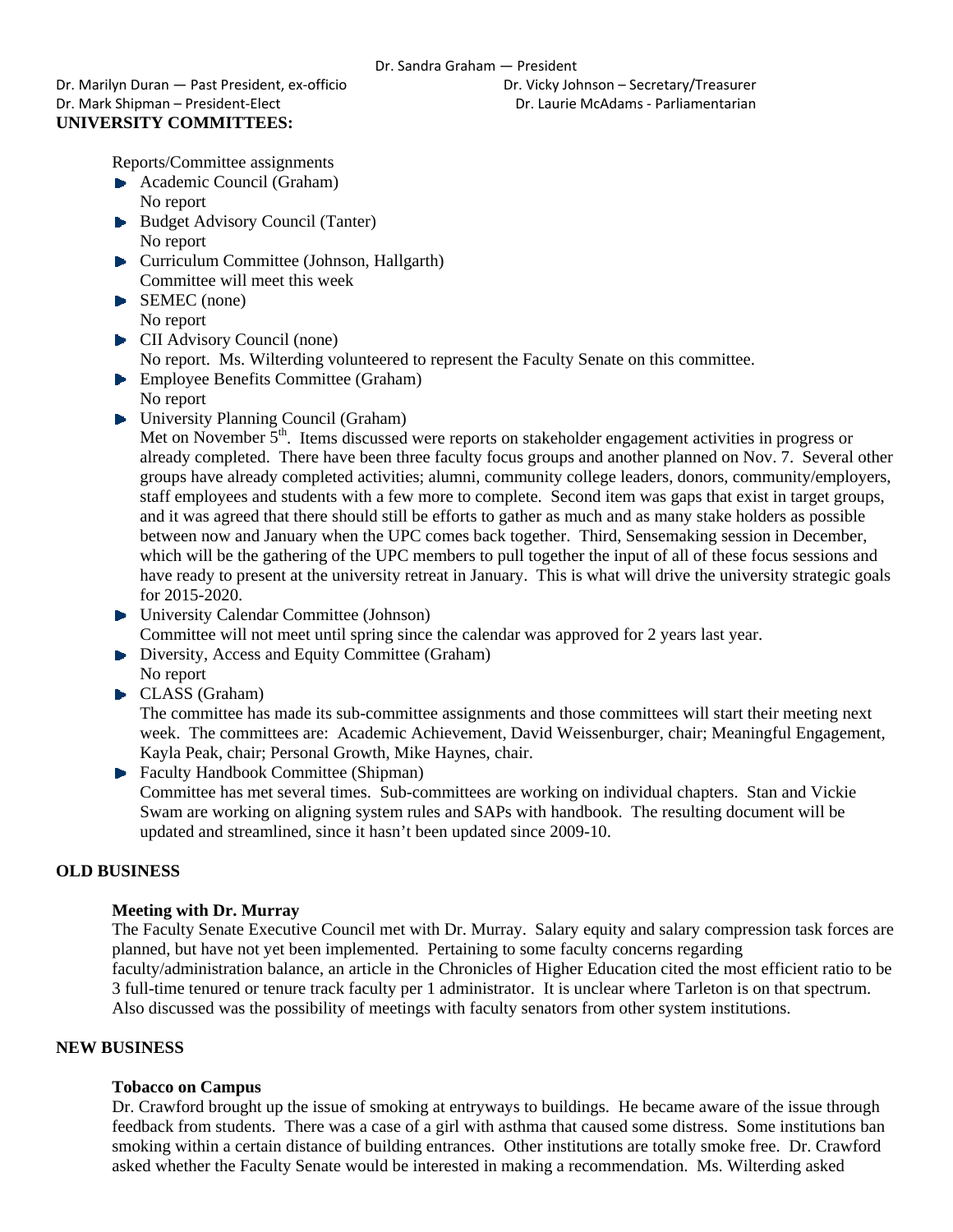Dr. Sandra Graham — President
Dr. Marilyn Duran — Past President, ex-officio    Dr. Vicky Johnson – Secretary/Treasurer
Dr. Mark Shipman – President-Elect    Dr. Laurie McAdams - Parliamentarian

**UNIVERSITY COMMITTEES:**

Reports/Committee assignments

- Academic Council (Graham)
  No report
- Budget Advisory Council (Tanter)
  No report
- Curriculum Committee (Johnson, Hallgarth)
  Committee will meet this week
- SEMEC (none)
  No report
- CII Advisory Council (none)
  No report. Ms. Wilterding volunteered to represent the Faculty Senate on this committee.
- Employee Benefits Committee (Graham)
  No report
- University Planning Council (Graham)
  Met on November 5th. Items discussed were reports on stakeholder engagement activities in progress or already completed. There have been three faculty focus groups and another planned on Nov. 7. Several other groups have already completed activities; alumni, community college leaders, donors, community/employers, staff employees and students with a few more to complete. Second item was gaps that exist in target groups, and it was agreed that there should still be efforts to gather as much and as many stake holders as possible between now and January when the UPC comes back together. Third, Sensemaking session in December, which will be the gathering of the UPC members to pull together the input of all of these focus sessions and have ready to present at the university retreat in January. This is what will drive the university strategic goals for 2015-2020.
- University Calendar Committee (Johnson)
  Committee will not meet until spring since the calendar was approved for 2 years last year.
- Diversity, Access and Equity Committee (Graham)
  No report
- CLASS (Graham)
  The committee has made its sub-committee assignments and those committees will start their meeting next week. The committees are: Academic Achievement, David Weissenburger, chair; Meaningful Engagement, Kayla Peak, chair; Personal Growth, Mike Haynes, chair.
- Faculty Handbook Committee (Shipman)
  Committee has met several times. Sub-committees are working on individual chapters. Stan and Vickie Swam are working on aligning system rules and SAPs with handbook. The resulting document will be updated and streamlined, since it hasn't been updated since 2009-10.

**OLD BUSINESS**

**Meeting with Dr. Murray**

The Faculty Senate Executive Council met with Dr. Murray. Salary equity and salary compression task forces are planned, but have not yet been implemented. Pertaining to some faculty concerns regarding faculty/administration balance, an article in the Chronicles of Higher Education cited the most efficient ratio to be 3 full-time tenured or tenure track faculty per 1 administrator. It is unclear where Tarleton is on that spectrum. Also discussed was the possibility of meetings with faculty senators from other system institutions.

**NEW BUSINESS**

**Tobacco on Campus**

Dr. Crawford brought up the issue of smoking at entryways to buildings. He became aware of the issue through feedback from students. There was a case of a girl with asthma that caused some distress. Some institutions ban smoking within a certain distance of building entrances. Other institutions are totally smoke free. Dr. Crawford asked whether the Faculty Senate would be interested in making a recommendation. Ms. Wilterding asked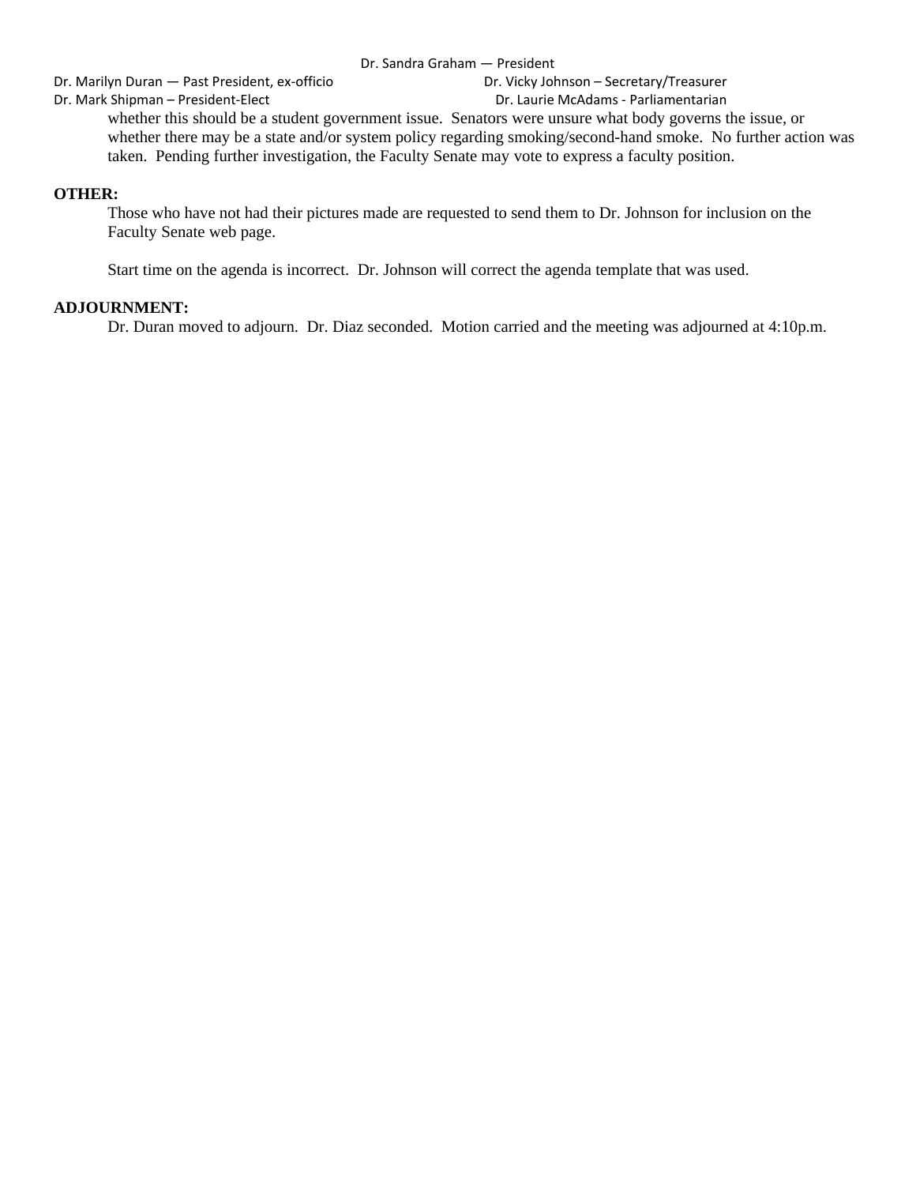whether this should be a student government issue. Senators were unsure what body governs the issue, or whether there may be a state and/or system policy regarding smoking/second-hand smoke. No further action was taken. Pending further investigation, the Faculty Senate may vote to express a faculty position.

**OTHER:**

Those who have not had their pictures made are requested to send them to Dr. Johnson for inclusion on the Faculty Senate web page.

Start time on the agenda is incorrect. Dr. Johnson will correct the agenda template that was used.

**ADJOURNMENT:**

Dr. Duran moved to adjourn. Dr. Diaz seconded. Motion carried and the meeting was adjourned at 4:10p.m.